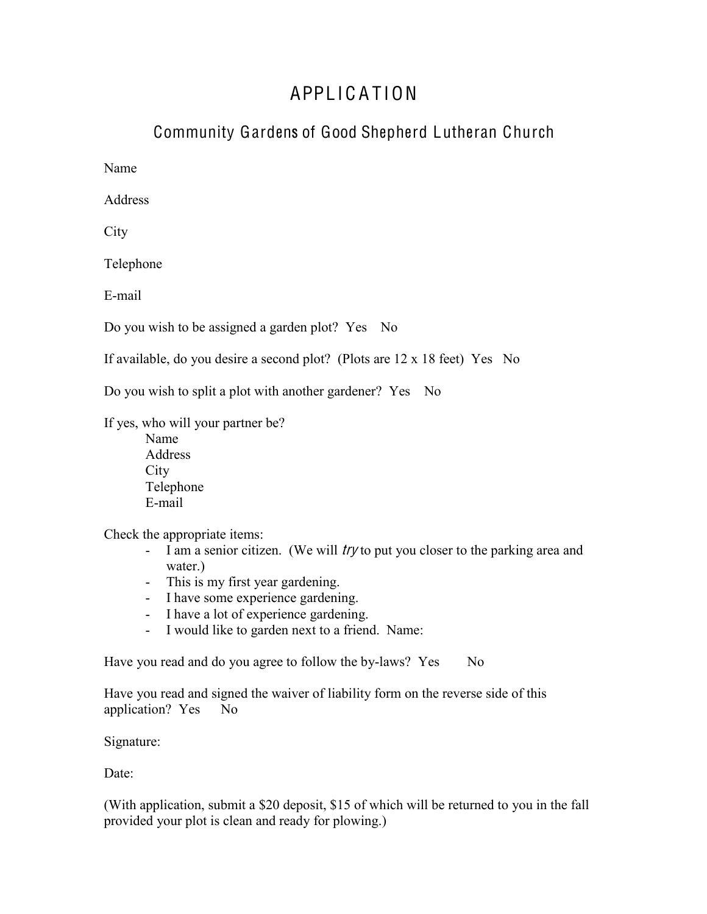# APPLICATION

## Community Gardens of Good Shepherd Lutheran Church

Name

Address

City

Telephone

E-mail

Do you wish to be assigned a garden plot? Yes No

If available, do you desire a second plot? (Plots are 12 x 18 feet) Yes No

Do you wish to split a plot with another gardener? Yes No

If yes, who will your partner be?

Name
Address
City
Telephone
E-mail

Check the appropriate items:

- I am a senior citizen. (We will *try* to put you closer to the parking area and water.)
- This is my first year gardening.
- I have some experience gardening.
- I have a lot of experience gardening.
- I would like to garden next to a friend. Name:

Have you read and do you agree to follow the by-laws? Yes No

Have you read and signed the waiver of liability form on the reverse side of this application? Yes No

Signature:

Date:

(With application, submit a $20 deposit, $15 of which will be returned to you in the fall provided your plot is clean and ready for plowing.)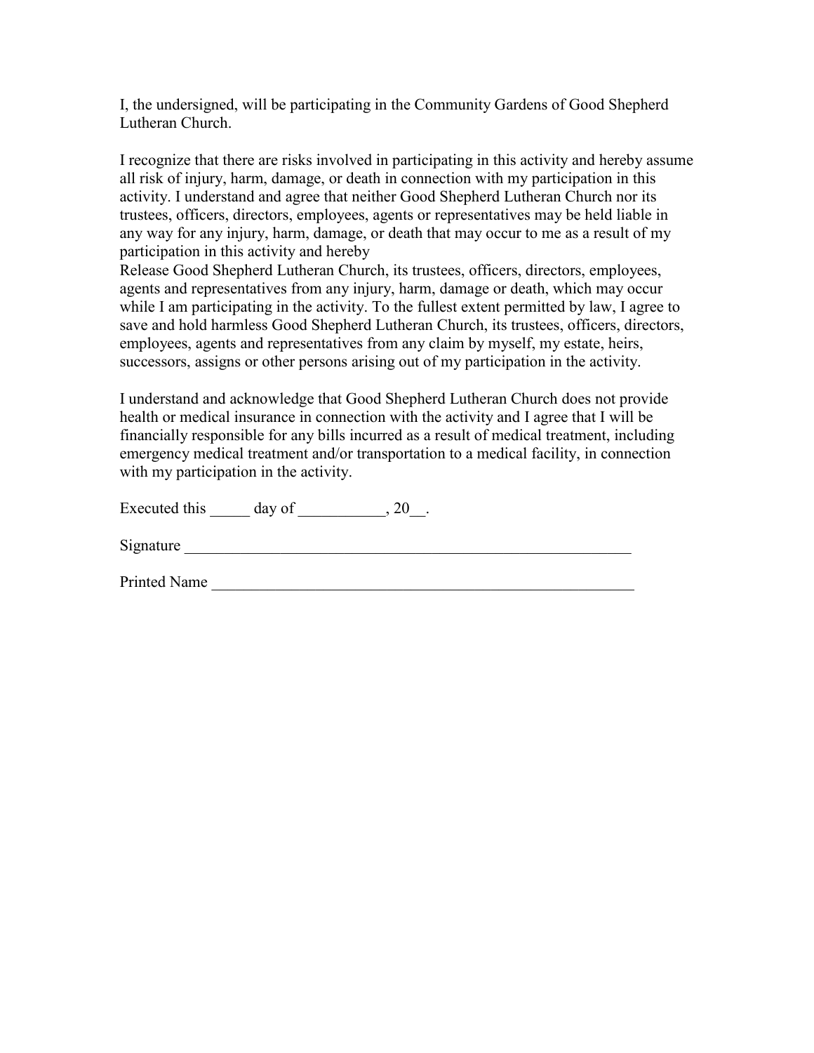I, the undersigned, will be participating in the Community Gardens of Good Shepherd Lutheran Church.

I recognize that there are risks involved in participating in this activity and hereby assume all risk of injury, harm, damage, or death in connection with my participation in this activity. I understand and agree that neither Good Shepherd Lutheran Church nor its trustees, officers, directors, employees, agents or representatives may be held liable in any way for any injury, harm, damage, or death that may occur to me as a result of my participation in this activity and hereby
Release Good Shepherd Lutheran Church, its trustees, officers, directors, employees, agents and representatives from any injury, harm, damage or death, which may occur while I am participating in the activity. To the fullest extent permitted by law, I agree to save and hold harmless Good Shepherd Lutheran Church, its trustees, officers, directors, employees, agents and representatives from any claim by myself, my estate, heirs, successors, assigns or other persons arising out of my participation in the activity.

I understand and acknowledge that Good Shepherd Lutheran Church does not provide health or medical insurance in connection with the activity and I agree that I will be financially responsible for any bills incurred as a result of medical treatment, including emergency medical treatment and/or transportation to a medical facility, in connection with my participation in the activity.

Executed this _____ day of ___________, 20__.

Signature ___________________________________________________________

Printed Name ________________________________________________________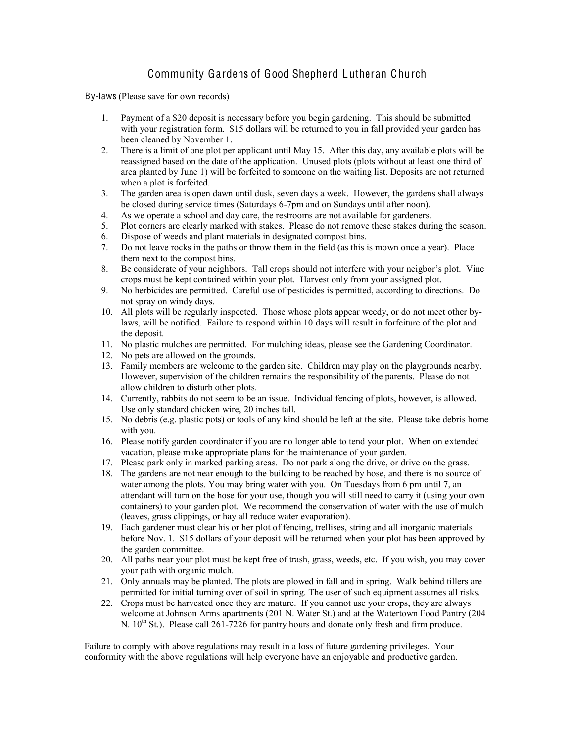# Community Gardens of Good Shepherd Lutheran Church

By-laws (Please save for own records)

1. Payment of a $20 deposit is necessary before you begin gardening. This should be submitted with your registration form. $15 dollars will be returned to you in fall provided your garden has been cleaned by November 1.
2. There is a limit of one plot per applicant until May 15. After this day, any available plots will be reassigned based on the date of the application. Unused plots (plots without at least one third of area planted by June 1) will be forfeited to someone on the waiting list. Deposits are not returned when a plot is forfeited.
3. The garden area is open dawn until dusk, seven days a week. However, the gardens shall always be closed during service times (Saturdays 6-7pm and on Sundays until after noon).
4. As we operate a school and day care, the restrooms are not available for gardeners.
5. Plot corners are clearly marked with stakes. Please do not remove these stakes during the season.
6. Dispose of weeds and plant materials in designated compost bins.
7. Do not leave rocks in the paths or throw them in the field (as this is mown once a year). Place them next to the compost bins.
8. Be considerate of your neighbors. Tall crops should not interfere with your neigbor's plot. Vine crops must be kept contained within your plot. Harvest only from your assigned plot.
9. No herbicides are permitted. Careful use of pesticides is permitted, according to directions. Do not spray on windy days.
10. All plots will be regularly inspected. Those whose plots appear weedy, or do not meet other by-laws, will be notified. Failure to respond within 10 days will result in forfeiture of the plot and the deposit.
11. No plastic mulches are permitted. For mulching ideas, please see the Gardening Coordinator.
12. No pets are allowed on the grounds.
13. Family members are welcome to the garden site. Children may play on the playgrounds nearby. However, supervision of the children remains the responsibility of the parents. Please do not allow children to disturb other plots.
14. Currently, rabbits do not seem to be an issue. Individual fencing of plots, however, is allowed. Use only standard chicken wire, 20 inches tall.
15. No debris (e.g. plastic pots) or tools of any kind should be left at the site. Please take debris home with you.
16. Please notify garden coordinator if you are no longer able to tend your plot. When on extended vacation, please make appropriate plans for the maintenance of your garden.
17. Please park only in marked parking areas. Do not park along the drive, or drive on the grass.
18. The gardens are not near enough to the building to be reached by hose, and there is no source of water among the plots. You may bring water with you. On Tuesdays from 6 pm until 7, an attendant will turn on the hose for your use, though you will still need to carry it (using your own containers) to your garden plot. We recommend the conservation of water with the use of mulch (leaves, grass clippings, or hay all reduce water evaporation).
19. Each gardener must clear his or her plot of fencing, trellises, string and all inorganic materials before Nov. 1. $15 dollars of your deposit will be returned when your plot has been approved by the garden committee.
20. All paths near your plot must be kept free of trash, grass, weeds, etc. If you wish, you may cover your path with organic mulch.
21. Only annuals may be planted. The plots are plowed in fall and in spring. Walk behind tillers are permitted for initial turning over of soil in spring. The user of such equipment assumes all risks.
22. Crops must be harvested once they are mature. If you cannot use your crops, they are always welcome at Johnson Arms apartments (201 N. Water St.) and at the Watertown Food Pantry (204 N. 10th St.). Please call 261-7226 for pantry hours and donate only fresh and firm produce.

Failure to comply with above regulations may result in a loss of future gardening privileges. Your conformity with the above regulations will help everyone have an enjoyable and productive garden.